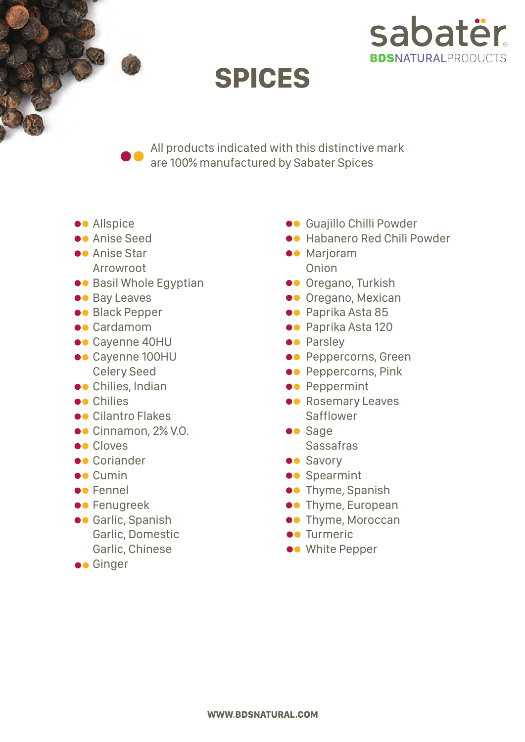sabatër
BDSNATURALPRODUCTS

# SPICES

●● All products indicated with this distinctive mark are 100% manufactured by Sabater Spices

- ●● Allspice
- ●● Anise Seed
- ●● Anise Star
- Arrowroot
- ●● Basil Whole Egyptian
- ●● Bay Leaves
- ●● Black Pepper
- ●● Cardamom
- ●● Cayenne 40HU
- ●● Cayenne 100HU
- Celery Seed
- ●● Chilies, Indian
- ●● Chilies
- ●● Cilantro Flakes
- ●● Cinnamon, 2% V.O.
- ●● Cloves
- ●● Coriander
- ●● Cumin
- ●● Fennel
- ●● Fenugreek
- ●● Garlic, Spanish
- Garlic, Domestic
- Garlic, Chinese
- ●● Ginger
- ●● Guajillo Chilli Powder
- ●● Habanero Red Chili Powder
- ●● Marjoram
- Onion
- ●● Oregano, Turkish
- ●● Oregano, Mexican
- ●● Paprika Asta 85
- ●● Paprika Asta 120
- ●● Parsley
- ●● Peppercorns, Green
- ●● Peppercorns, Pink
- ●● Peppermint
- ●● Rosemary Leaves
- Safflower
- ●● Sage
- Sassafras
- ●● Savory
- ●● Spearmint
- ●● Thyme, Spanish
- ●● Thyme, European
- ●● Thyme, Moroccan
- ●● Turmeric
- ●● White Pepper

WWW.BDSNATURAL.COM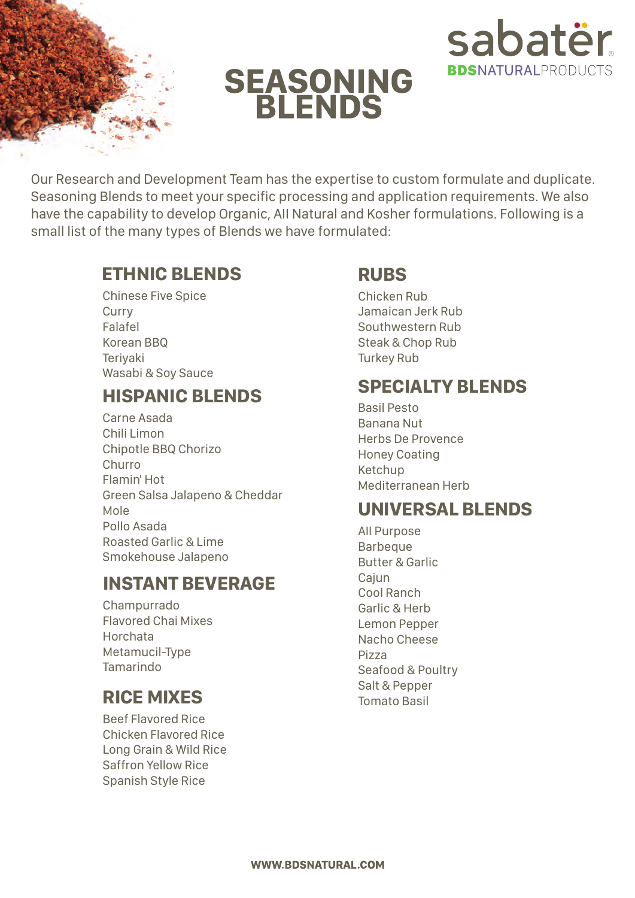sabatēr

BDSNATURALPRODUCTS

# SEASONING BLENDS

Our Research and Development Team has the expertise to custom formulate and duplicate. Seasoning Blends to meet your specific processing and application requirements. We also have the capability to develop Organic, All Natural and Kosher formulations. Following is a small list of the many types of Blends we have formulated:

## ETHNIC BLENDS

Chinese Five Spice
Curry
Falafel
Korean BBQ
Teriyaki
Wasabi & Soy Sauce

## HISPANIC BLENDS

Carne Asada
Chili Limon
Chipotle BBQ Chorizo
Churro
Flamin' Hot
Green Salsa Jalapeno & Cheddar
Mole
Pollo Asada
Roasted Garlic & Lime
Smokehouse Jalapeno

## INSTANT BEVERAGE

Champurrado
Flavored Chai Mixes
Horchata
Metamucil-Type
Tamarindo

## RICE MIXES

Beef Flavored Rice
Chicken Flavored Rice
Long Grain & Wild Rice
Saffron Yellow Rice
Spanish Style Rice

## RUBS

Chicken Rub
Jamaican Jerk Rub
Southwestern Rub
Steak & Chop Rub
Turkey Rub

## SPECIALTY BLENDS

Basil Pesto
Banana Nut
Herbs De Provence
Honey Coating
Ketchup
Mediterranean Herb

## UNIVERSAL BLENDS

All Purpose
Barbeque
Butter & Garlic
Cajun
Cool Ranch
Garlic & Herb
Lemon Pepper
Nacho Cheese
Pizza
Seafood & Poultry
Salt & Pepper
Tomato Basil

WWW.BDSNATURAL.COM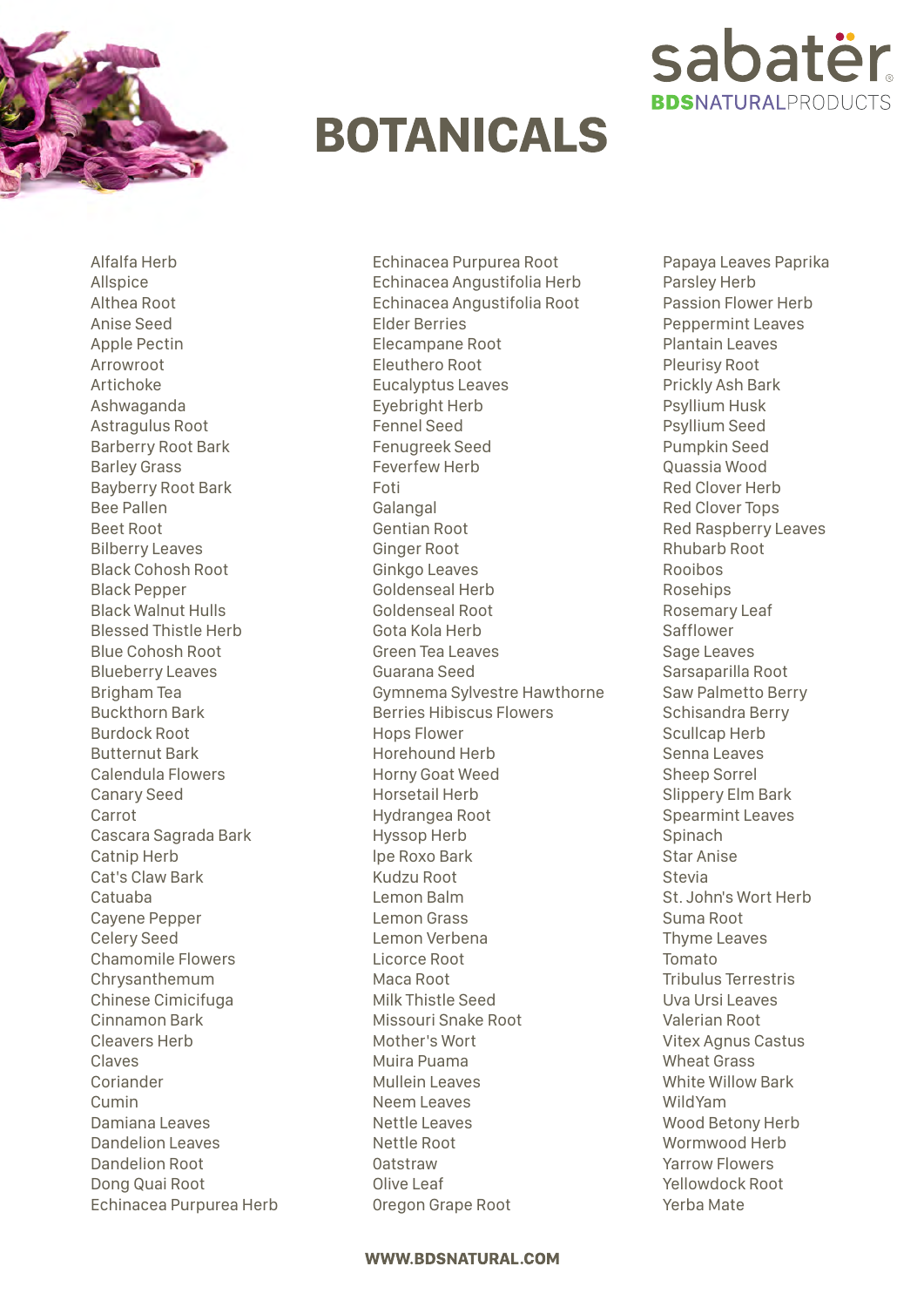sabatër
BDSNATURALPRODUCTS

# BOTANICALS

Alfalfa Herb
Allspice
Althea Root
Anise Seed
Apple Pectin
Arrowroot
Artichoke
Ashwaganda
Astragulus Root
Barberry Root Bark
Barley Grass
Bayberry Root Bark
Bee Pallen
Beet Root
Bilberry Leaves
Black Cohosh Root
Black Pepper
Black Walnut Hulls
Blessed Thistle Herb
Blue Cohosh Root
Blueberry Leaves
Brigham Tea
Buckthorn Bark
Burdock Root
Butternut Bark
Calendula Flowers
Canary Seed
Carrot
Cascara Sagrada Bark
Catnip Herb
Cat's Claw Bark
Catuaba
Cayene Pepper
Celery Seed
Chamomile Flowers
Chrysanthemum
Chinese Cimicifuga
Cinnamon Bark
Cleavers Herb
Claves
Coriander
Cumin
Damiana Leaves
Dandelion Leaves
Dandelion Root
Dong Quai Root
Echinacea Purpurea Herb
Echinacea Purpurea Root
Echinacea Angustifolia Herb
Echinacea Angustifolia Root
Elder Berries
Elecampane Root
Eleuthero Root
Eucalyptus Leaves
Eyebright Herb
Fennel Seed
Fenugreek Seed
Feverfew Herb
Foti
Galangal
Gentian Root
Ginger Root
Ginkgo Leaves
Goldenseal Herb
Goldenseal Root
Gota Kola Herb
Green Tea Leaves
Guarana Seed
Gymnema Sylvestre Hawthorne
Berries Hibiscus Flowers
Hops Flower
Horehound Herb
Horny Goat Weed
Horsetail Herb
Hydrangea Root
Hyssop Herb
Ipe Roxo Bark
Kudzu Root
Lemon Balm
Lemon Grass
Lemon Verbena
Licorce Root
Maca Root
Milk Thistle Seed
Missouri Snake Root
Mother's Wort
Muira Puama
Mullein Leaves
Neem Leaves
Nettle Leaves
Nettle Root
Oatstraw
Olive Leaf
Oregon Grape Root
Papaya Leaves Paprika
Parsley Herb
Passion Flower Herb
Peppermint Leaves
Plantain Leaves
Pleurisy Root
Prickly Ash Bark
Psyllium Husk
Psyllium Seed
Pumpkin Seed
Quassia Wood
Red Clover Herb
Red Clover Tops
Red Raspberry Leaves
Rhubarb Root
Rooibos
Rosehips
Rosemary Leaf
Safflower
Sage Leaves
Sarsaparilla Root
Saw Palmetto Berry
Schisandra Berry
Scullcap Herb
Senna Leaves
Sheep Sorrel
Slippery Elm Bark
Spearmint Leaves
Spinach
Star Anise
Stevia
St. John's Wort Herb
Suma Root
Thyme Leaves
Tomato
Tribulus Terrestris
Uva Ursi Leaves
Valerian Root
Vitex Agnus Castus
Wheat Grass
White Willow Bark
WildYam
Wood Betony Herb
Wormwood Herb
Yarrow Flowers
Yellowdock Root
Yerba Mate

**WWW.BDSNATURAL.COM**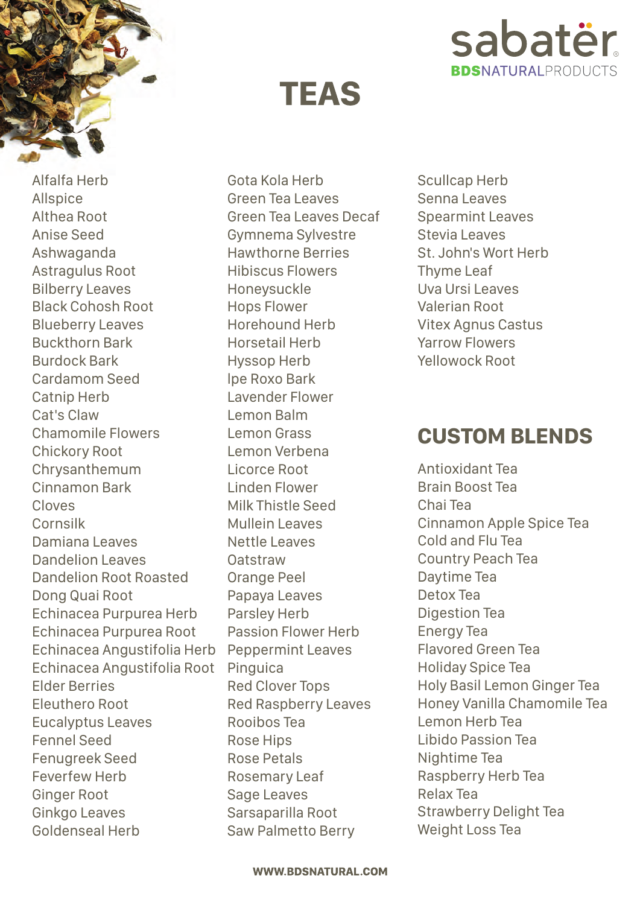sabatèr
BDSNATURALPRODUCTS

# TEAS

- Alfalfa Herb
- Allspice
- Althea Root
- Anise Seed
- Ashwaganda
- Astragulus Root
- Bilberry Leaves
- Black Cohosh Root
- Blueberry Leaves
- Buckthorn Bark
- Burdock Bark
- Cardamom Seed
- Catnip Herb
- Cat's Claw
- Chamomile Flowers
- Chickory Root
- Chrysanthemum
- Cinnamon Bark
- Cloves
- Cornsilk
- Damiana Leaves
- Dandelion Leaves
- Dandelion Root Roasted
- Dong Quai Root
- Echinacea Purpurea Herb
- Echinacea Purpurea Root
- Echinacea Angustifolia Herb
- Echinacea Angustifolia Root
- Elder Berries
- Eleuthero Root
- Eucalyptus Leaves
- Fennel Seed
- Fenugreek Seed
- Feverfew Herb
- Ginger Root
- Ginkgo Leaves
- Goldenseal Herb
- Gota Kola Herb
- Green Tea Leaves
- Green Tea Leaves Decaf
- Gymnema Sylvestre
- Hawthorne Berries
- Hibiscus Flowers
- Honeysuckle
- Hops Flower
- Horehound Herb
- Horsetail Herb
- Hyssop Herb
- Ipe Roxo Bark
- Lavender Flower
- Lemon Balm
- Lemon Grass
- Lemon Verbena
- Licorce Root
- Linden Flower
- Milk Thistle Seed
- Mullein Leaves
- Nettle Leaves
- Oatstraw
- Orange Peel
- Papaya Leaves
- Parsley Herb
- Passion Flower Herb
- Peppermint Leaves
- Pinguica
- Red Clover Tops
- Red Raspberry Leaves
- Rooibos Tea
- Rose Hips
- Rose Petals
- Rosemary Leaf
- Sage Leaves
- Sarsaparilla Root
- Saw Palmetto Berry
- Scullcap Herb
- Senna Leaves
- Spearmint Leaves
- Stevia Leaves
- St. John's Wort Herb
- Thyme Leaf
- Uva Ursi Leaves
- Valerian Root
- Vitex Agnus Castus
- Yarrow Flowers
- Yellowock Root

## CUSTOM BLENDS

- Antioxidant Tea
- Brain Boost Tea
- Chai Tea
- Cinnamon Apple Spice Tea
- Cold and Flu Tea
- Country Peach Tea
- Daytime Tea
- Detox Tea
- Digestion Tea
- Energy Tea
- Flavored Green Tea
- Holiday Spice Tea
- Holy Basil Lemon Ginger Tea
- Honey Vanilla Chamomile Tea
- Lemon Herb Tea
- Libido Passion Tea
- Nightime Tea
- Raspberry Herb Tea
- Relax Tea
- Strawberry Delight Tea
- Weight Loss Tea

WWW.BDSNATURAL.COM